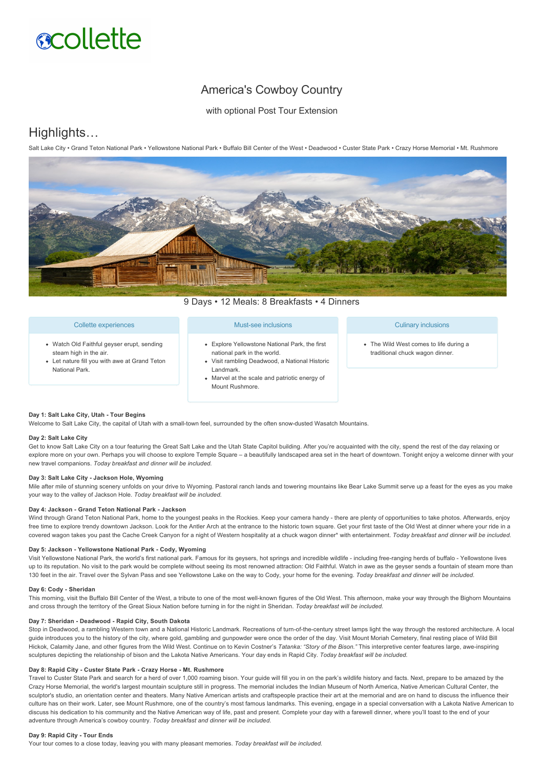collette

# America's Cowboy Country

with optional Post Tour Extension

## Highlights…

Salt Lake City • Grand Teton National Park • Yellowstone National Park • Buffalo Bill Center of the West • Deadwood • Custer State Park • Crazy Horse Memorial • Mt. Rushmore

9 Days • 12 Meals: 8 Breakfasts • 4 Dinners

### Collette experiences

- Watch Old Faithful geyser erupt, sending steam high in the air.
- Let nature fill you with awe at Grand Teton National Park.

### Must-see inclusions

- Explore Yellowstone National Park, the first national park in the world.
- Visit rambling Deadwood, a National Historic Landmark.
- Marvel at the scale and patriotic energy of Mount Rushmore.

### Culinary inclusions

- The Wild West comes to life during a traditional chuck wagon dinner.

**Day 1: Salt Lake City, Utah - Tour Begins**

Welcome to Salt Lake City, the capital of Utah with a small-town feel, surrounded by the often snow-dusted Wasatch Mountains.

**Day 2: Salt Lake City**

Get to know Salt Lake City on a tour featuring the Great Salt Lake and the Utah State Capitol building. After you're acquainted with the city, spend the rest of the day relaxing or explore more on your own. Perhaps you will choose to explore Temple Square – a beautifully landscaped area set in the heart of downtown. Tonight enjoy a welcome dinner with your new travel companions. *Today breakfast and dinner will be included.*

**Day 3: Salt Lake City - Jackson Hole, Wyoming**

Mile after mile of stunning scenery unfolds on your drive to Wyoming. Pastoral ranch lands and towering mountains like Bear Lake Summit serve up a feast for the eyes as you make your way to the valley of Jackson Hole. *Today breakfast will be included.*

**Day 4: Jackson - Grand Teton National Park - Jackson**

Wind through Grand Teton National Park, home to the youngest peaks in the Rockies. Keep your camera handy - there are plenty of opportunities to take photos. Afterwards, enjoy free time to explore trendy downtown Jackson. Look for the Antler Arch at the entrance to the historic town square. Get your first taste of the Old West at dinner where your ride in a covered wagon takes you past the Cache Creek Canyon for a night of Western hospitality at a chuck wagon dinner* with entertainment. *Today breakfast and dinner will be included.*

**Day 5: Jackson - Yellowstone National Park - Cody, Wyoming**

Visit Yellowstone National Park, the world's first national park. Famous for its geysers, hot springs and incredible wildlife - including free-ranging herds of buffalo - Yellowstone lives up to its reputation. No visit to the park would be complete without seeing its most renowned attraction: Old Faithful. Watch in awe as the geyser sends a fountain of steam more than 130 feet in the air. Travel over the Sylvan Pass and see Yellowstone Lake on the way to Cody, your home for the evening. *Today breakfast and dinner will be included.*

**Day 6: Cody - Sheridan**

This morning, visit the Buffalo Bill Center of the West, a tribute to one of the most well-known figures of the Old West. This afternoon, make your way through the Bighorn Mountains and cross through the territory of the Great Sioux Nation before turning in for the night in Sheridan. *Today breakfast will be included.*

**Day 7: Sheridan - Deadwood - Rapid City, South Dakota**

Stop in Deadwood, a rambling Western town and a National Historic Landmark. Recreations of turn-of-the-century street lamps light the way through the restored architecture. A local guide introduces you to the history of the city, where gold, gambling and gunpowder were once the order of the day. Visit Mount Moriah Cemetery, final resting place of Wild Bill Hickok, Calamity Jane, and other figures from the Wild West. Continue on to Kevin Costner's *Tatanka: "Story of the Bison."* This interpretive center features large, awe-inspiring sculptures depicting the relationship of bison and the Lakota Native Americans. Your day ends in Rapid City. *Today breakfast will be included.*

**Day 8: Rapid City - Custer State Park - Crazy Horse - Mt. Rushmore**

Travel to Custer State Park and search for a herd of over 1,000 roaming bison. Your guide will fill you in on the park's wildlife history and facts. Next, prepare to be amazed by the Crazy Horse Memorial, the world's largest mountain sculpture still in progress. The memorial includes the Indian Museum of North America, Native American Cultural Center, the sculptor's studio, an orientation center and theaters. Many Native American artists and craftspeople practice their art at the memorial and are on hand to discuss the influence their culture has on their work. Later, see Mount Rushmore, one of the country's most famous landmarks. This evening, engage in a special conversation with a Lakota Native American to discuss his dedication to his community and the Native American way of life, past and present. Complete your day with a farewell dinner, where you'll toast to the end of your adventure through America's cowboy country. *Today breakfast and dinner will be included.*

**Day 9: Rapid City - Tour Ends**

Your tour comes to a close today, leaving you with many pleasant memories. *Today breakfast will be included.*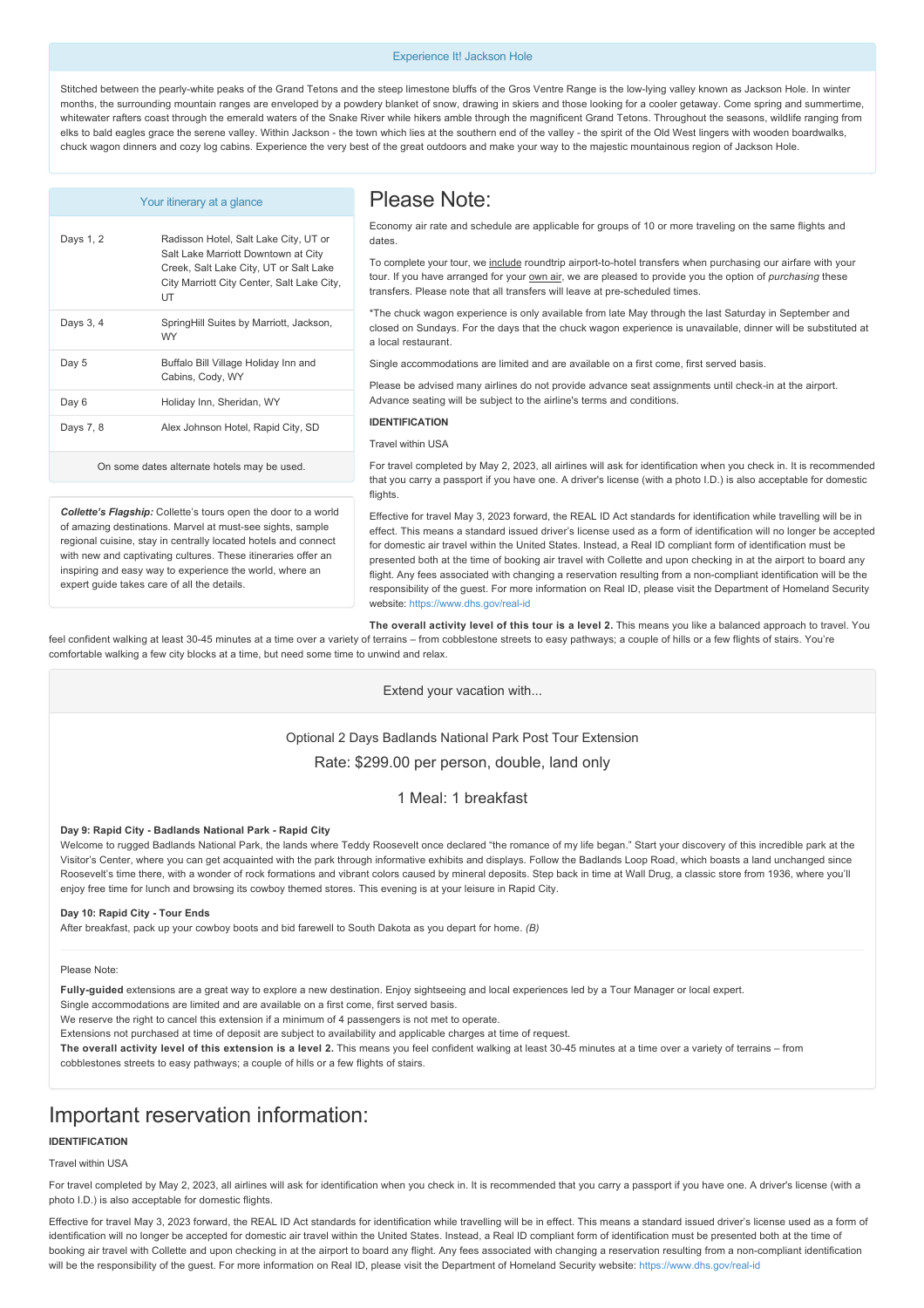## Experience It! Jackson Hole

Stitched between the pearly-white peaks of the Grand Tetons and the steep limestone bluffs of the Gros Ventre Range is the low-lying valley known as Jackson Hole. In winter months, the surrounding mountain ranges are enveloped by a powdery blanket of snow, drawing in skiers and those looking for a cooler getaway. Come spring and summertime, whitewater rafters coast through the emerald waters of the Snake River while hikers amble through the magnificent Grand Tetons. Throughout the seasons, wildlife ranging from elks to bald eagles grace the serene valley. Within Jackson - the town which lies at the southern end of the valley - the spirit of the Old West lingers with wooden boardwalks, chuck wagon dinners and cozy log cabins. Experience the very best of the great outdoors and make your way to the majestic mountainous region of Jackson Hole.

### Your itinerary at a glance

| Days | Hotel |
|---|---|
| Days 1, 2 | Radisson Hotel, Salt Lake City, UT or Salt Lake Marriott Downtown at City Creek, Salt Lake City, UT or Salt Lake City Marriott City Center, Salt Lake City, UT |
| Days 3, 4 | SpringHill Suites by Marriott, Jackson, WY |
| Day 5 | Buffalo Bill Village Holiday Inn and Cabins, Cody, WY |
| Day 6 | Holiday Inn, Sheridan, WY |
| Days 7, 8 | Alex Johnson Hotel, Rapid City, SD |

On some dates alternate hotels may be used.

***Collette's Flagship:*** Collette's tours open the door to a world of amazing destinations. Marvel at must-see sights, sample regional cuisine, stay in centrally located hotels and connect with new and captivating cultures. These itineraries offer an inspiring and easy way to experience the world, where an expert guide takes care of all the details.

# Please Note:

Economy air rate and schedule are applicable for groups of 10 or more traveling on the same flights and dates.

To complete your tour, we include roundtrip airport-to-hotel transfers when purchasing our airfare with your tour. If you have arranged for your own air, we are pleased to provide you the option of *purchasing* these transfers. Please note that all transfers will leave at pre-scheduled times.

*The chuck wagon experience is only available from late May through the last Saturday in September and closed on Sundays. For the days that the chuck wagon experience is unavailable, dinner will be substituted at a local restaurant.

Single accommodations are limited and are available on a first come, first served basis.

Please be advised many airlines do not provide advance seat assignments until check-in at the airport. Advance seating will be subject to the airline's terms and conditions.

**IDENTIFICATION**

Travel within USA

For travel completed by May 2, 2023, all airlines will ask for identification when you check in. It is recommended that you carry a passport if you have one. A driver's license (with a photo I.D.) is also acceptable for domestic flights.

Effective for travel May 3, 2023 forward, the REAL ID Act standards for identification while travelling will be in effect. This means a standard issued driver's license used as a form of identification will no longer be accepted for domestic air travel within the United States. Instead, a Real ID compliant form of identification must be presented both at the time of booking air travel with Collette and upon checking in at the airport to board any flight. Any fees associated with changing a reservation resulting from a non-compliant identification will be the responsibility of the guest. For more information on Real ID, please visit the Department of Homeland Security website: https://www.dhs.gov/real-id

**The overall activity level of this tour is a level 2.** This means you like a balanced approach to travel. You feel confident walking at least 30-45 minutes at a time over a variety of terrains – from cobblestone streets to easy pathways; a couple of hills or a few flights of stairs. You're comfortable walking a few city blocks at a time, but need some time to unwind and relax.

## Extend your vacation with...

### Optional 2 Days Badlands National Park Post Tour Extension

Rate: $299.00 per person, double, land only

1 Meal: 1 breakfast

**Day 9: Rapid City - Badlands National Park - Rapid City**

Welcome to rugged Badlands National Park, the lands where Teddy Roosevelt once declared "the romance of my life began." Start your discovery of this incredible park at the Visitor's Center, where you can get acquainted with the park through informative exhibits and displays. Follow the Badlands Loop Road, which boasts a land unchanged since Roosevelt's time there, with a wonder of rock formations and vibrant colors caused by mineral deposits. Step back in time at Wall Drug, a classic store from 1936, where you'll enjoy free time for lunch and browsing its cowboy themed stores. This evening is at your leisure in Rapid City.

**Day 10: Rapid City - Tour Ends**

After breakfast, pack up your cowboy boots and bid farewell to South Dakota as you depart for home. *(B)*

Please Note:

**Fully-guided** extensions are a great way to explore a new destination. Enjoy sightseeing and local experiences led by a Tour Manager or local expert.

Single accommodations are limited and are available on a first come, first served basis.

We reserve the right to cancel this extension if a minimum of 4 passengers is not met to operate.

Extensions not purchased at time of deposit are subject to availability and applicable charges at time of request.

**The overall activity level of this extension is a level 2.** This means you feel confident walking at least 30-45 minutes at a time over a variety of terrains – from cobblestones streets to easy pathways; a couple of hills or a few flights of stairs.

# Important reservation information:

**IDENTIFICATION**

Travel within USA

For travel completed by May 2, 2023, all airlines will ask for identification when you check in. It is recommended that you carry a passport if you have one. A driver's license (with a photo I.D.) is also acceptable for domestic flights.

Effective for travel May 3, 2023 forward, the REAL ID Act standards for identification while travelling will be in effect. This means a standard issued driver's license used as a form of identification will no longer be accepted for domestic air travel within the United States. Instead, a Real ID compliant form of identification must be presented both at the time of booking air travel with Collette and upon checking in at the airport to board any flight. Any fees associated with changing a reservation resulting from a non-compliant identification will be the responsibility of the guest. For more information on Real ID, please visit the Department of Homeland Security website: https://www.dhs.gov/real-id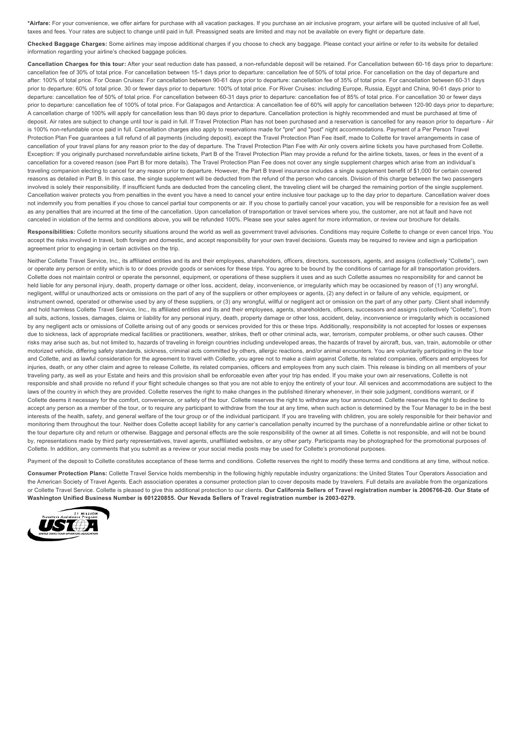**\*Airfare:** For your convenience, we offer airfare for purchase with all vacation packages. If you purchase an air inclusive program, your airfare will be quoted inclusive of all fuel, taxes and fees. Your rates are subject to change until paid in full. Preassigned seats are limited and may not be available on every flight or departure date.

**Checked Baggage Charges:** Some airlines may impose additional charges if you choose to check any baggage. Please contact your airline or refer to its website for detailed information regarding your airline's checked baggage policies.

**Cancellation Charges for this tour:** After your seat reduction date has passed, a non-refundable deposit will be retained. For Cancellation between 60-16 days prior to departure: cancellation fee of 30% of total price. For cancellation between 15-1 days prior to departure: cancellation fee of 50% of total price. For cancellation on the day of departure and after: 100% of total price. For Ocean Cruises: For cancellation between 90-61 days prior to departure: cancellation fee of 35% of total price. For cancellation between 60-31 days prior to departure: 60% of total price. 30 or fewer days prior to departure: 100% of total price. For River Cruises: including Europe, Russia, Egypt and China, 90-61 days prior to departure: cancellation fee of 50% of total price. For cancellation between 60-31 days prior to departure: cancellation fee of 85% of total price. For cancellation 30 or fewer days prior to departure: cancellation fee of 100% of total price. For Galapagos and Antarctica: A cancellation fee of 60% will apply for cancellation between 120-90 days prior to departure; A cancellation charge of 100% will apply for cancellation less than 90 days prior to departure. Cancellation protection is highly recommended and must be purchased at time of deposit. Air rates are subject to change until tour is paid in full. If Travel Protection Plan has not been purchased and a reservation is cancelled for any reason prior to departure - Air is 100% non-refundable once paid in full. Cancellation charges also apply to reservations made for "pre" and "post" night accommodations. Payment of a Per Person Travel Protection Plan Fee guarantees a full refund of all payments (including deposit), except the Travel Protection Plan Fee itself, made to Collette for travel arrangements in case of cancellation of your travel plans for any reason prior to the day of departure. The Travel Protection Plan Fee with Air only covers airline tickets you have purchased from Collette. Exception: If you originally purchased nonrefundable airline tickets, Part B of the Travel Protection Plan may provide a refund for the airline tickets, taxes, or fees in the event of a cancellation for a covered reason (see Part B for more details). The Travel Protection Plan Fee does not cover any single supplement charges which arise from an individual's traveling companion electing to cancel for any reason prior to departure. However, the Part B travel insurance includes a single supplement benefit of $1,000 for certain covered reasons as detailed in Part B. In this case, the single supplement will be deducted from the refund of the person who cancels. Division of this charge between the two passengers involved is solely their responsibility. If insufficient funds are deducted from the canceling client, the traveling client will be charged the remaining portion of the single supplement. Cancellation waiver protects you from penalties in the event you have a need to cancel your entire inclusive tour package up to the day prior to departure. Cancellation waiver does not indemnify you from penalties if you chose to cancel partial tour components or air. If you chose to partially cancel your vacation, you will be responsible for a revision fee as well as any penalties that are incurred at the time of the cancellation. Upon cancellation of transportation or travel services where you, the customer, are not at fault and have not canceled in violation of the terms and conditions above, you will be refunded 100%. Please see your sales agent for more information, or review our brochure for details.

**Responsibilities:** Collette monitors security situations around the world as well as government travel advisories. Conditions may require Collette to change or even cancel trips. You accept the risks involved in travel, both foreign and domestic, and accept responsibility for your own travel decisions. Guests may be required to review and sign a participation agreement prior to engaging in certain activities on the trip.

Neither Collette Travel Service, Inc., its affiliated entities and its and their employees, shareholders, officers, directors, successors, agents, and assigns (collectively "Collette"), own or operate any person or entity which is to or does provide goods or services for these trips. You agree to be bound by the conditions of carriage for all transportation providers. Collette does not maintain control or operate the personnel, equipment, or operations of these suppliers it uses and as such Collette assumes no responsibility for and cannot be held liable for any personal injury, death, property damage or other loss, accident, delay, inconvenience, or irregularity which may be occasioned by reason of (1) any wrongful, negligent, willful or unauthorized acts or omissions on the part of any of the suppliers or other employees or agents, (2) any defect in or failure of any vehicle, equipment, or instrument owned, operated or otherwise used by any of these suppliers, or (3) any wrongful, willful or negligent act or omission on the part of any other party. Client shall indemnify and hold harmless Collette Travel Service, Inc., its affiliated entities and its and their employees, agents, shareholders, officers, successors and assigns (collectively "Collette"), from all suits, actions, losses, damages, claims or liability for any personal injury, death, property damage or other loss, accident, delay, inconvenience or irregularity which is occasioned by any negligent acts or omissions of Collette arising out of any goods or services provided for this or these trips. Additionally, responsibility is not accepted for losses or expenses due to sickness, lack of appropriate medical facilities or practitioners, weather, strikes, theft or other criminal acts, war, terrorism, computer problems, or other such causes. Other risks may arise such as, but not limited to, hazards of traveling in foreign countries including undeveloped areas, the hazards of travel by aircraft, bus, van, train, automobile or other motorized vehicle, differing safety standards, sickness, criminal acts committed by others, allergic reactions, and/or animal encounters. You are voluntarily participating in the tour and Collette, and as lawful consideration for the agreement to travel with Collette, you agree not to make a claim against Collette, its related companies, officers and employees for injuries, death, or any other claim and agree to release Collette, its related companies, officers and employees from any such claim. This release is binding on all members of your traveling party, as well as your Estate and heirs and this provision shall be enforceable even after your trip has ended. If you make your own air reservations, Collette is not responsible and shall provide no refund if your flight schedule changes so that you are not able to enjoy the entirety of your tour. All services and accommodations are subject to the laws of the country in which they are provided. Collette reserves the right to make changes in the published itinerary whenever, in their sole judgment, conditions warrant, or if Collette deems it necessary for the comfort, convenience, or safety of the tour. Collette reserves the right to withdraw any tour announced. Collette reserves the right to decline to accept any person as a member of the tour, or to require any participant to withdraw from the tour at any time, when such action is determined by the Tour Manager to be in the best interests of the health, safety, and general welfare of the tour group or of the individual participant. If you are traveling with children, you are solely responsible for their behavior and monitoring them throughout the tour. Neither does Collette accept liability for any carrier's cancellation penalty incurred by the purchase of a nonrefundable airline or other ticket to the tour departure city and return or otherwise. Baggage and personal effects are the sole responsibility of the owner at all times. Collette is not responsible, and will not be bound by, representations made by third party representatives, travel agents, unaffiliated websites, or any other party. Participants may be photographed for the promotional purposes of Collette. In addition, any comments that you submit as a review or your social media posts may be used for Collette's promotional purposes.

Payment of the deposit to Collette constitutes acceptance of these terms and conditions. Collette reserves the right to modify these terms and conditions at any time, without notice.

**Consumer Protection Plans:** Collette Travel Service holds membership in the following highly reputable industry organizations: the United States Tour Operators Association and the American Society of Travel Agents. Each association operates a consumer protection plan to cover deposits made by travelers. Full details are available from the organizations or Collette Travel Service. Collette is pleased to give this additional protection to our clients. **Our California Sellers of Travel registration number is 2006766-20. Our State of Washington Unified Business Number is 601220855. Our Nevada Sellers of Travel registration number is 2003-0279.**

$1 MILLION
Travelers Assistance Program
USTOA
UNITED STATES TOUR OPERATORS ASSOCIATION